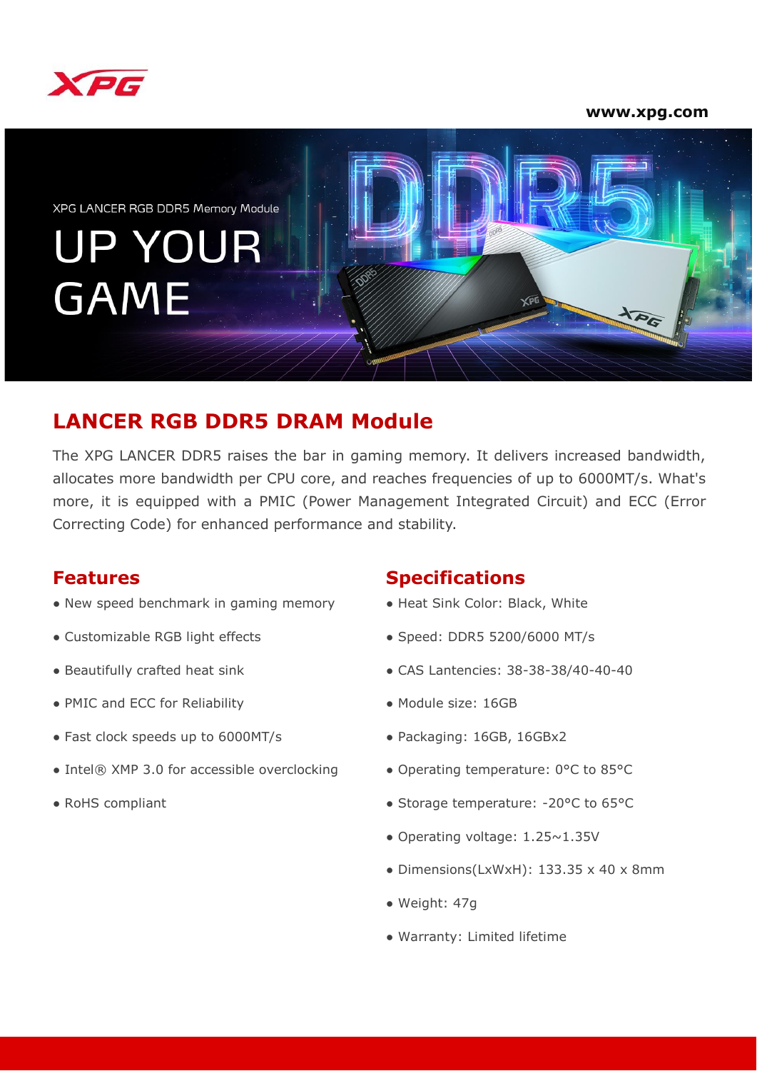XPG

www.xpg.com

XPG LANCER RGB DDR5 Memory Module

UP YOUR GAME

## LANCER RGB DDR5 DRAM Module

The XPG LANCER DDR5 raises the bar in gaming memory. It delivers increased bandwidth, allocates more bandwidth per CPU core, and reaches frequencies of up to 6000MT/s. What's more, it is equipped with a PMIC (Power Management Integrated Circuit) and ECC (Error Correcting Code) for enhanced performance and stability.

### Features

- New speed benchmark in gaming memory
- Customizable RGB light effects
- Beautifully crafted heat sink
- PMIC and ECC for Reliability
- Fast clock speeds up to 6000MT/s
- Intel® XMP 3.0 for accessible overclocking
- RoHS compliant

### Specifications

- Heat Sink Color: Black, White
- Speed: DDR5 5200/6000 MT/s
- CAS Lantencies: 38-38-38/40-40-40
- Module size: 16GB
- Packaging: 16GB, 16GBx2
- Operating temperature: 0°C to 85°C
- Storage temperature: -20°C to 65°C
- Operating voltage: 1.25~1.35V
- Dimensions(LxWxH): 133.35 x 40 x 8mm
- Weight: 47g
- Warranty: Limited lifetime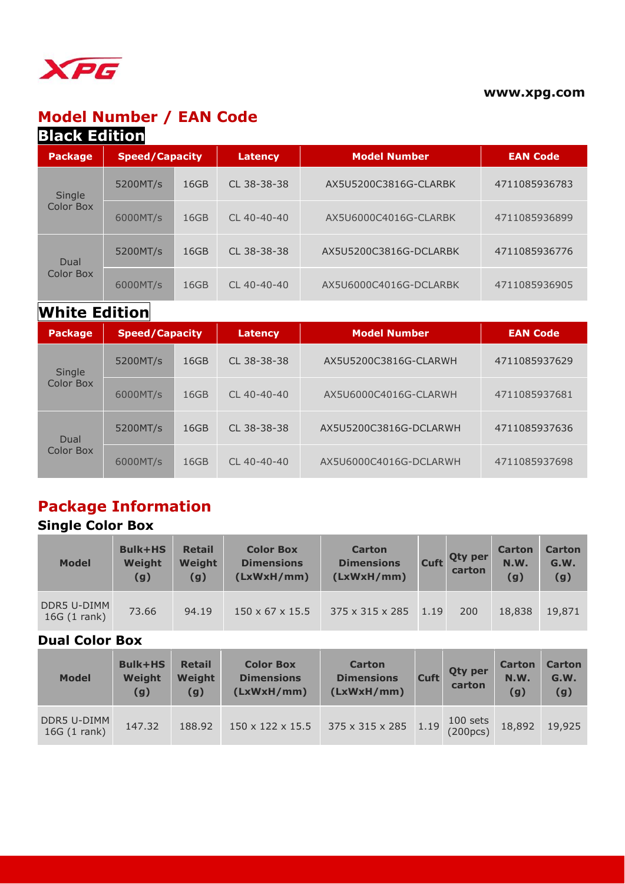## Model Number / EAN Code

### Black Edition

| Package | Speed/Capacity | | Latency | Model Number | EAN Code |
|---|---|---|---|---|---|
| Single Color Box | 5200MT/s | 16GB | CL 38-38-38 | AX5U5200C3816G-CLARBK | 4711085936783 |
| | 6000MT/s | 16GB | CL 40-40-40 | AX5U6000C4016G-CLARBK | 4711085936899 |
| Dual Color Box | 5200MT/s | 16GB | CL 38-38-38 | AX5U5200C3816G-DCLARBK | 4711085936776 |
| | 6000MT/s | 16GB | CL 40-40-40 | AX5U6000C4016G-DCLARBK | 4711085936905 |

### White Edition

| Package | Speed/Capacity | | Latency | Model Number | EAN Code |
|---|---|---|---|---|---|
| Single Color Box | 5200MT/s | 16GB | CL 38-38-38 | AX5U5200C3816G-CLARWH | 4711085937629 |
| | 6000MT/s | 16GB | CL 40-40-40 | AX5U6000C4016G-CLARWH | 4711085937681 |
| Dual Color Box | 5200MT/s | 16GB | CL 38-38-38 | AX5U5200C3816G-DCLARWH | 4711085937636 |
| | 6000MT/s | 16GB | CL 40-40-40 | AX5U6000C4016G-DCLARWH | 4711085937698 |

## Package Information

### Single Color Box

| Model | Bulk+HS Weight (g) | Retail Weight (g) | Color Box Dimensions (LxWxH/mm) | Carton Dimensions (LxWxH/mm) | Cuft | Qty per carton | Carton N.W. (g) | Carton G.W. (g) |
|---|---|---|---|---|---|---|---|---|
| DDR5 U-DIMM 16G (1 rank) | 73.66 | 94.19 | 150 x 67 x 15.5 | 375 x 315 x 285 | 1.19 | 200 | 18,838 | 19,871 |

### Dual Color Box

| Model | Bulk+HS Weight (g) | Retail Weight (g) | Color Box Dimensions (LxWxH/mm) | Carton Dimensions (LxWxH/mm) | Cuft | Qty per carton | Carton N.W. (g) | Carton G.W. (g) |
|---|---|---|---|---|---|---|---|---|
| DDR5 U-DIMM 16G (1 rank) | 147.32 | 188.92 | 150 x 122 x 15.5 | 375 x 315 x 285 | 1.19 | 100 sets (200pcs) | 18,892 | 19,925 |